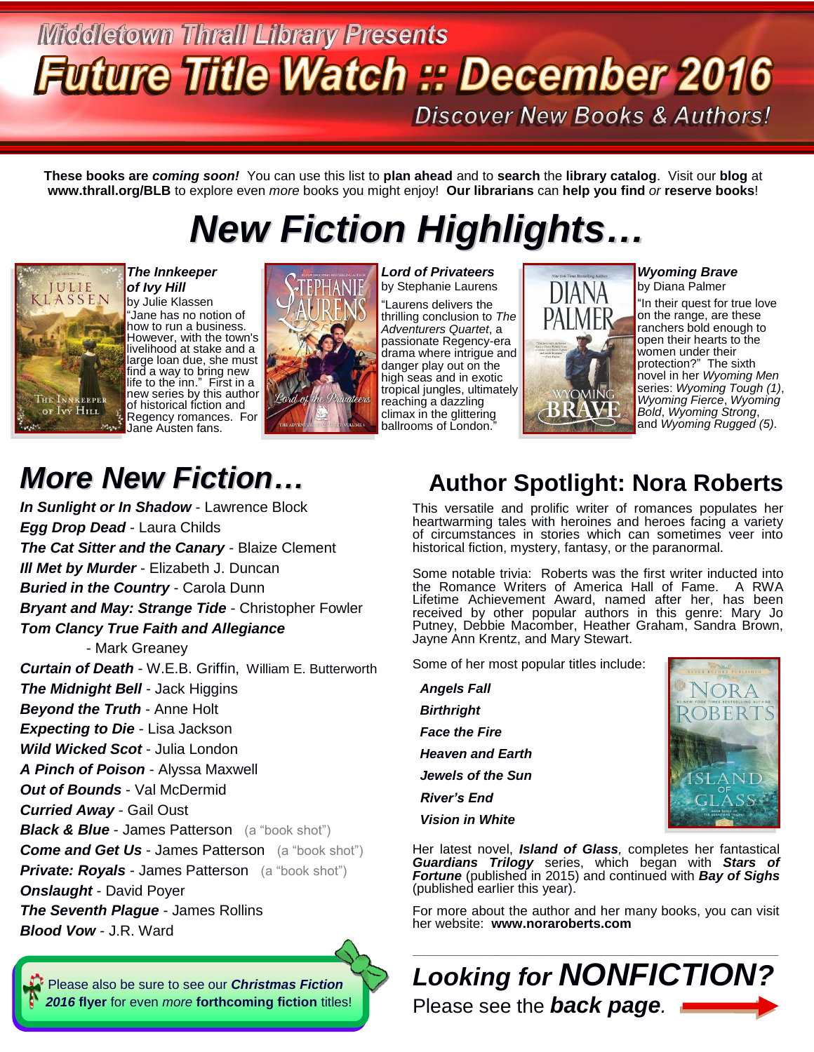# Middletown Thrall Library Presents

# Future Title Watch :: December 2016

Discover New Books & Authors!

**These books are *coming soon!*** You can use this list to **plan ahead** and to **search** the **library catalog**. Visit our **blog** at **www.thrall.org/BLB** to explore even *more* books you might enjoy! **Our librarians** can **help you find** *or* **reserve books**!

## *New Fiction Highlights…*

***The Innkeeper of Ivy Hill***
by Julie Klassen
"Jane has no notion of how to run a business. However, with the town's livelihood at stake and a large loan due, she must find a way to bring new life to the inn." First in a new series by this author of historical fiction and Regency romances. For Jane Austen fans.

***Lord of Privateers***
by Stephanie Laurens
"Laurens delivers the thrilling conclusion to *The Adventurers Quartet*, a passionate Regency-era drama where intrigue and danger play out on the high seas and in exotic tropical jungles, ultimately reaching a dazzling climax in the glittering ballrooms of London."

***Wyoming Brave***
by Diana Palmer
"In their quest for true love on the range, are these ranchers bold enough to open their hearts to the women under their protection?" The sixth novel in her *Wyoming Men* series: *Wyoming Tough (1)*, *Wyoming Fierce*, *Wyoming Bold*, *Wyoming Strong*, and *Wyoming Rugged (5)*.

## *More New Fiction…*

***In Sunlight or In Shadow*** - Lawrence Block
***Egg Drop Dead*** - Laura Childs
***The Cat Sitter and the Canary*** - Blaize Clement
***Ill Met by Murder*** - Elizabeth J. Duncan
***Buried in the Country*** - Carola Dunn
***Bryant and May: Strange Tide*** - Christopher Fowler
***Tom Clancy True Faith and Allegiance*** - Mark Greaney
***Curtain of Death*** - W.E.B. Griffin, William E. Butterworth
***The Midnight Bell*** - Jack Higgins
***Beyond the Truth*** - Anne Holt
***Expecting to Die*** - Lisa Jackson
***Wild Wicked Scot*** - Julia London
***A Pinch of Poison*** - Alyssa Maxwell
***Out of Bounds*** - Val McDermid
***Curried Away*** - Gail Oust
***Black & Blue*** - James Patterson (a "book shot")
***Come and Get Us*** - James Patterson (a "book shot")
***Private: Royals*** - James Patterson (a "book shot")
***Onslaught*** - David Poyer
***The Seventh Plague*** - James Rollins
***Blood Vow*** - J.R. Ward

Please also be sure to see our ***Christmas Fiction 2016*** **flyer** for even *more* **forthcoming fiction** titles!

## Author Spotlight: Nora Roberts

This versatile and prolific writer of romances populates her heartwarming tales with heroines and heroes facing a variety of circumstances in stories which can sometimes veer into historical fiction, mystery, fantasy, or the paranormal.

Some notable trivia: Roberts was the first writer inducted into the Romance Writers of America Hall of Fame. A RWA Lifetime Achievement Award, named after her, has been received by other popular authors in this genre: Mary Jo Putney, Debbie Macomber, Heather Graham, Sandra Brown, Jayne Ann Krentz, and Mary Stewart.

Some of her most popular titles include:

***Angels Fall***
***Birthright***
***Face the Fire***
***Heaven and Earth***
***Jewels of the Sun***
***River's End***
***Vision in White***

Her latest novel, ***Island of Glass***, completes her fantastical ***Guardians Trilogy*** series, which began with ***Stars of Fortune*** (published in 2015) and continued with ***Bay of Sighs*** (published earlier this year).

For more about the author and her many books, you can visit her website: **www.noraroberts.com**

## *Looking for **NONFICTION?***

Please see the ***back page.***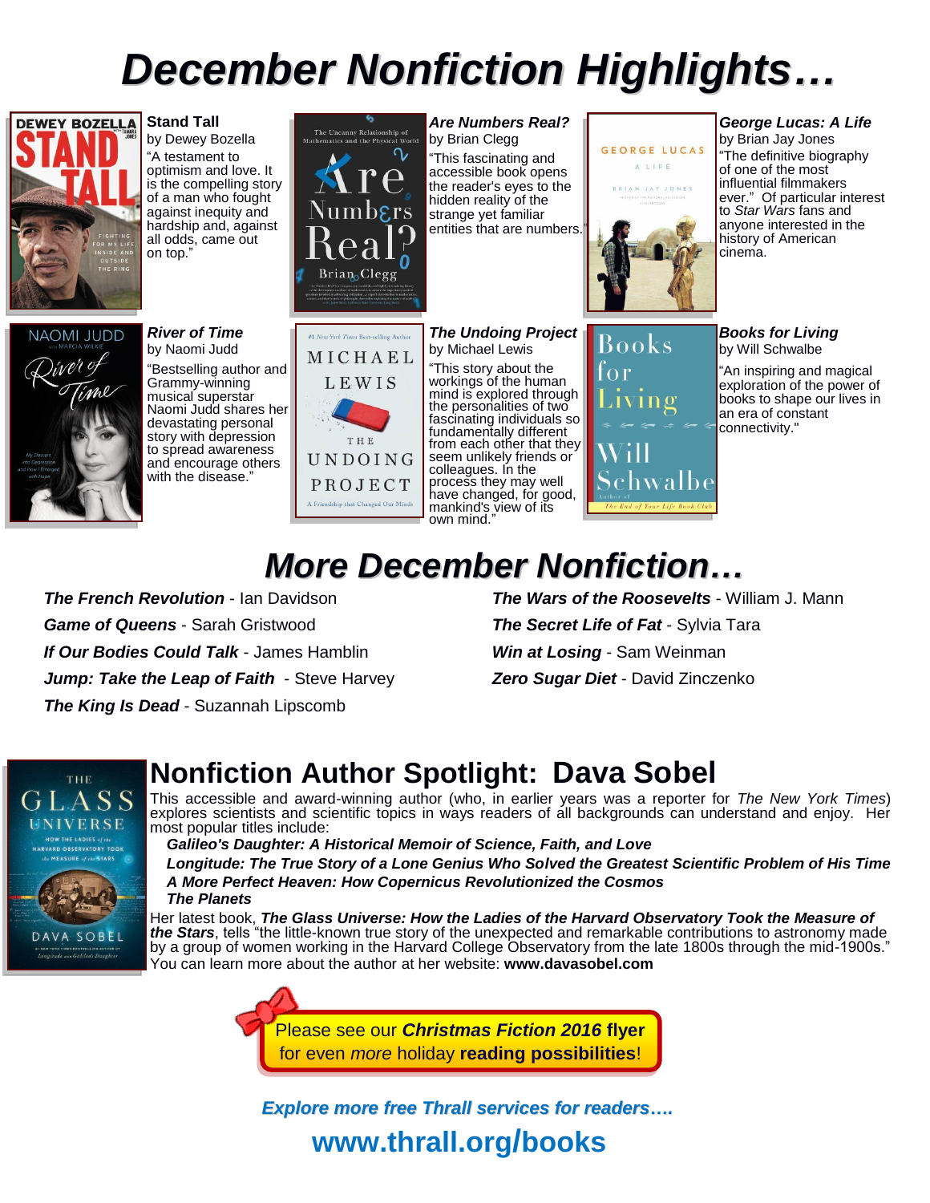# December Nonfiction Highlights…

**Stand Tall**
by Dewey Bozella
"A testament to optimism and love. It is the compelling story of a man who fought against inequity and hardship and, against all odds, came out on top."

***Are Numbers Real?***
by Brian Clegg
"This fascinating and accessible book opens the reader's eyes to the hidden reality of the strange yet familiar entities that are numbers."

***George Lucas: A Life***
by Brian Jay Jones
"The definitive biography of one of the most influential filmmakers ever." Of particular interest to *Star Wars* fans and anyone interested in the history of American cinema.

***River of Time***
by Naomi Judd
"Bestselling author and Grammy-winning musical superstar Naomi Judd shares her devastating personal story with depression to spread awareness and encourage others with the disease."

***The Undoing Project***
by Michael Lewis
"This story about the workings of the human mind is explored through the personalities of two fascinating individuals so fundamentally different from each other that they seem unlikely friends or colleagues. In the process they may well have changed, for good, mankind's view of its own mind."

***Books for Living***
by Will Schwalbe
"An inspiring and magical exploration of the power of books to shape our lives in an era of constant connectivity."

# More December Nonfiction…

***The French Revolution*** - Ian Davidson
***Game of Queens*** - Sarah Gristwood
***If Our Bodies Could Talk*** - James Hamblin
***Jump: Take the Leap of Faith*** - Steve Harvey
***The King Is Dead*** - Suzannah Lipscomb
***The Wars of the Roosevelts*** - William J. Mann
***The Secret Life of Fat*** - Sylvia Tara
***Win at Losing*** - Sam Weinman
***Zero Sugar Diet*** - David Zinczenko

## Nonfiction Author Spotlight: Dava Sobel

This accessible and award-winning author (who, in earlier years was a reporter for *The New York Times*) explores scientists and scientific topics in ways readers of all backgrounds can understand and enjoy. Her most popular titles include:

***Galileo's Daughter: A Historical Memoir of Science, Faith, and Love***
***Longitude: The True Story of a Lone Genius Who Solved the Greatest Scientific Problem of His Time***
***A More Perfect Heaven: How Copernicus Revolutionized the Cosmos***
***The Planets***

Her latest book, ***The Glass Universe: How the Ladies of the Harvard Observatory Took the Measure of the Stars***, tells "the little-known true story of the unexpected and remarkable contributions to astronomy made by a group of women working in the Harvard College Observatory from the late 1800s through the mid-1900s." You can learn more about the author at her website: **www.davasobel.com**

Please see our ***Christmas Fiction 2016* flyer** for even *more* holiday **reading possibilities**!

***Explore more free Thrall services for readers….***

**www.thrall.org/books**